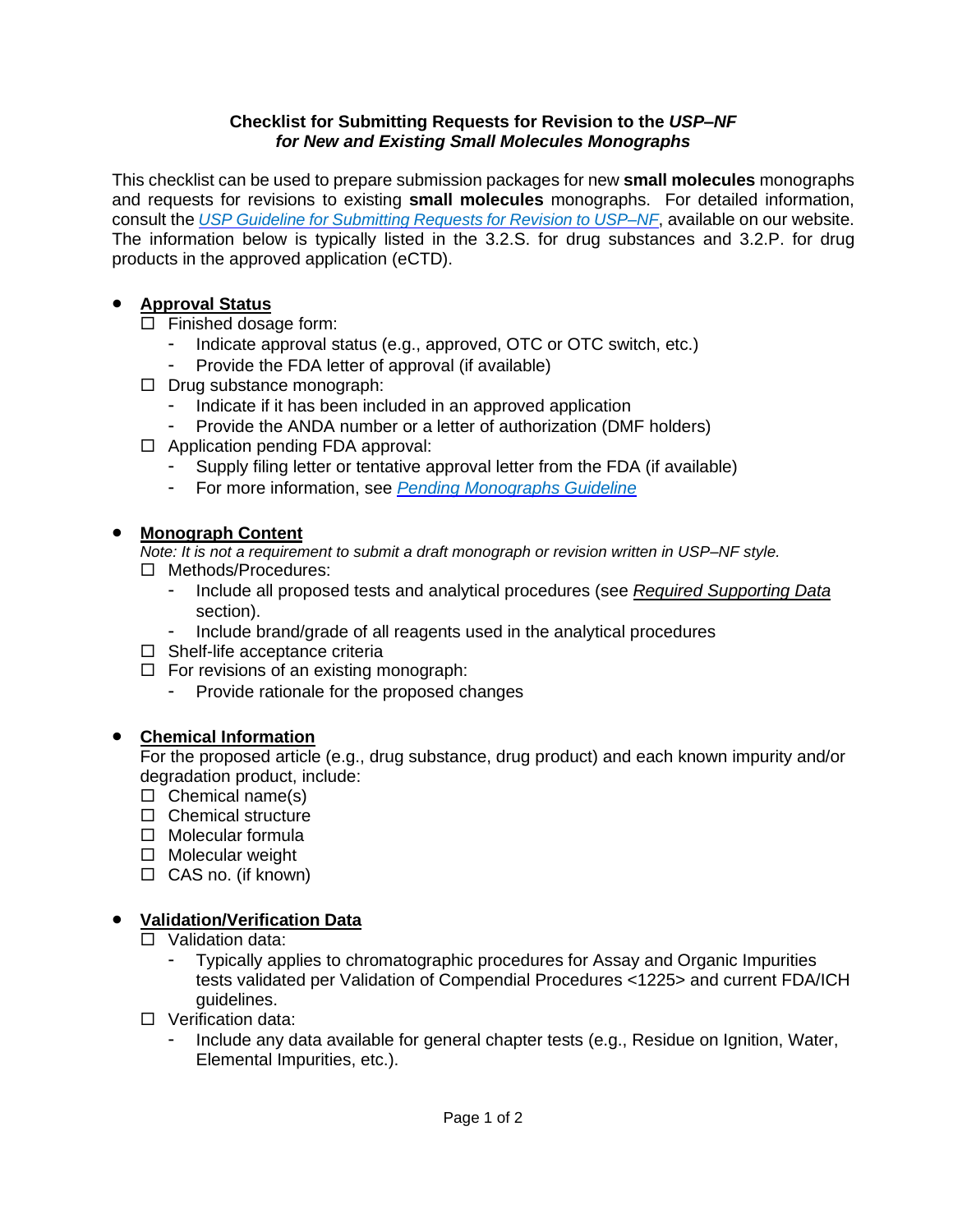**Checklist for Submitting Requests for Revision to the *USP–NF***
***for New and Existing Small Molecules Monographs***

This checklist can be used to prepare submission packages for new **small molecules** monographs and requests for revisions to existing **small molecules** monographs. For detailed information, consult the *USP Guideline for Submitting Requests for Revision to USP–NF*, available on our website. The information below is typically listed in the 3.2.S. for drug substances and 3.2.P. for drug products in the approved application (eCTD).

- **Approval Status**
  - ☐ Finished dosage form:
    - Indicate approval status (e.g., approved, OTC or OTC switch, etc.)
    - Provide the FDA letter of approval (if available)
  - ☐ Drug substance monograph:
    - Indicate if it has been included in an approved application
    - Provide the ANDA number or a letter of authorization (DMF holders)
  - ☐ Application pending FDA approval:
    - Supply filing letter or tentative approval letter from the FDA (if available)
    - For more information, see *Pending Monographs Guideline*

- **Monograph Content**

  *Note: It is not a requirement to submit a draft monograph or revision written in USP–NF style.*
  - ☐ Methods/Procedures:
    - Include all proposed tests and analytical procedures (see *Required Supporting Data* section).
    - Include brand/grade of all reagents used in the analytical procedures
  - ☐ Shelf-life acceptance criteria
  - ☐ For revisions of an existing monograph:
    - Provide rationale for the proposed changes

- **Chemical Information**

  For the proposed article (e.g., drug substance, drug product) and each known impurity and/or degradation product, include:
  - ☐ Chemical name(s)
  - ☐ Chemical structure
  - ☐ Molecular formula
  - ☐ Molecular weight
  - ☐ CAS no. (if known)

- **Validation/Verification Data**
  - ☐ Validation data:
    - Typically applies to chromatographic procedures for Assay and Organic Impurities tests validated per Validation of Compendial Procedures <1225> and current FDA/ICH guidelines.
  - ☐ Verification data:
    - Include any data available for general chapter tests (e.g., Residue on Ignition, Water, Elemental Impurities, etc.).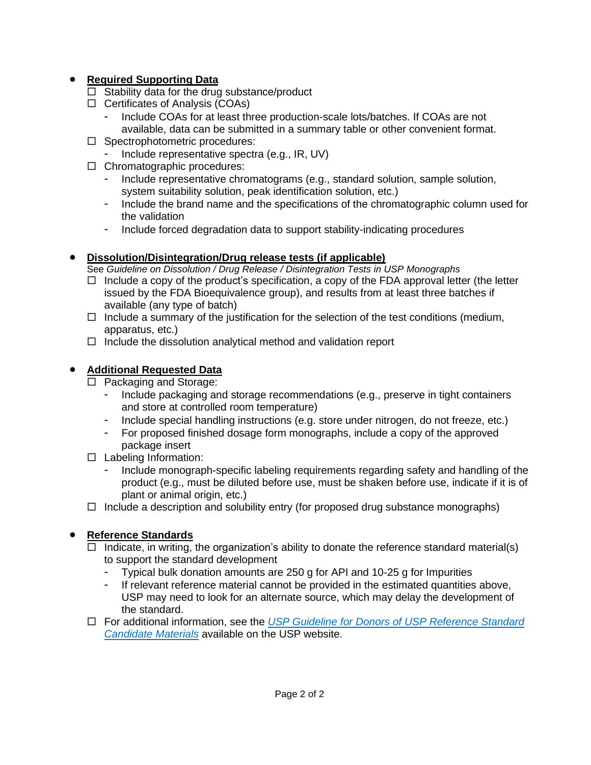- **Required Supporting Data**
  - ☐ Stability data for the drug substance/product
  - ☐ Certificates of Analysis (COAs)
    - Include COAs for at least three production-scale lots/batches. If COAs are not available, data can be submitted in a summary table or other convenient format.
  - ☐ Spectrophotometric procedures:
    - Include representative spectra (e.g., IR, UV)
  - ☐ Chromatographic procedures:
    - Include representative chromatograms (e.g., standard solution, sample solution, system suitability solution, peak identification solution, etc.)
    - Include the brand name and the specifications of the chromatographic column used for the validation
    - Include forced degradation data to support stability-indicating procedures

- **Dissolution/Disintegration/Drug release tests (if applicable)**

  See *Guideline on Dissolution / Drug Release / Disintegration Tests in USP Monographs*
  - ☐ Include a copy of the product's specification, a copy of the FDA approval letter (the letter issued by the FDA Bioequivalence group), and results from at least three batches if available (any type of batch)
  - ☐ Include a summary of the justification for the selection of the test conditions (medium, apparatus, etc.)
  - ☐ Include the dissolution analytical method and validation report

- **Additional Requested Data**
  - ☐ Packaging and Storage:
    - Include packaging and storage recommendations (e.g., preserve in tight containers and store at controlled room temperature)
    - Include special handling instructions (e.g. store under nitrogen, do not freeze, etc.)
    - For proposed finished dosage form monographs, include a copy of the approved package insert
  - ☐ Labeling Information:
    - Include monograph-specific labeling requirements regarding safety and handling of the product (e.g., must be diluted before use, must be shaken before use, indicate if it is of plant or animal origin, etc.)
  - ☐ Include a description and solubility entry (for proposed drug substance monographs)

- **Reference Standards**
  - ☐ Indicate, in writing, the organization's ability to donate the reference standard material(s) to support the standard development
    - Typical bulk donation amounts are 250 g for API and 10-25 g for Impurities
    - If relevant reference material cannot be provided in the estimated quantities above, USP may need to look for an alternate source, which may delay the development of the standard.
  - ☐ For additional information, see the *USP Guideline for Donors of USP Reference Standard Candidate Materials* available on the USP website.